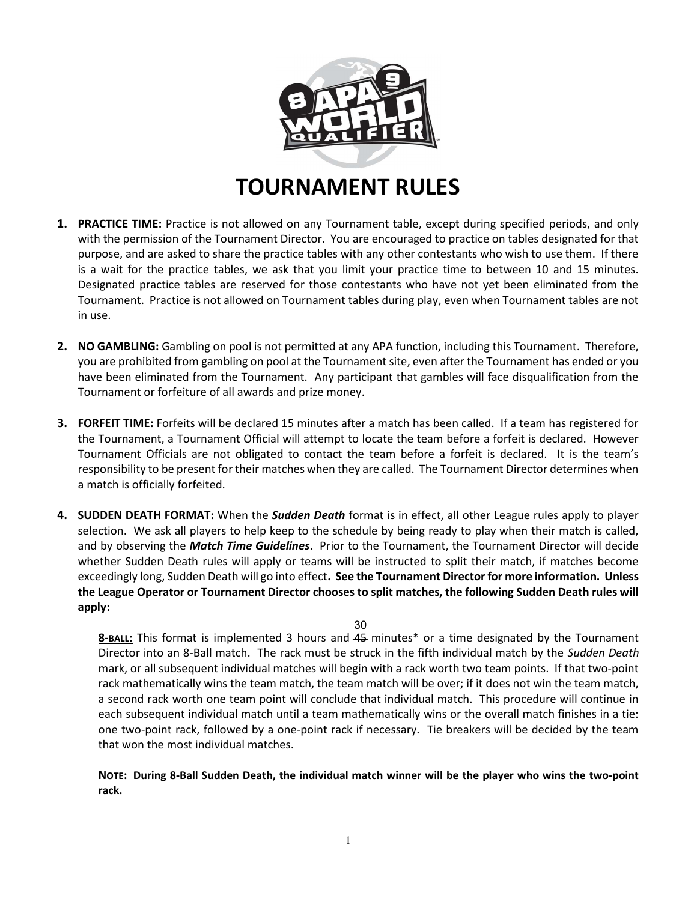# TOURNAMENT RULES

1. **PRACTICE TIME:** Practice is not allowed on any Tournament table, except during specified periods, and only with the permission of the Tournament Director. You are encouraged to practice on tables designated for that purpose, and are asked to share the practice tables with any other contestants who wish to use them. If there is a wait for the practice tables, we ask that you limit your practice time to between 10 and 15 minutes. Designated practice tables are reserved for those contestants who have not yet been eliminated from the Tournament. Practice is not allowed on Tournament tables during play, even when Tournament tables are not in use.

2. **NO GAMBLING:** Gambling on pool is not permitted at any APA function, including this Tournament. Therefore, you are prohibited from gambling on pool at the Tournament site, even after the Tournament has ended or you have been eliminated from the Tournament. Any participant that gambles will face disqualification from the Tournament or forfeiture of all awards and prize money.

3. **FORFEIT TIME:** Forfeits will be declared 15 minutes after a match has been called. If a team has registered for the Tournament, a Tournament Official will attempt to locate the team before a forfeit is declared. However Tournament Officials are not obligated to contact the team before a forfeit is declared. It is the team's responsibility to be present for their matches when they are called. The Tournament Director determines when a match is officially forfeited.

4. **SUDDEN DEATH FORMAT:** When the ***Sudden Death*** format is in effect, all other League rules apply to player selection. We ask all players to help keep to the schedule by being ready to play when their match is called, and by observing the ***Match Time Guidelines***. Prior to the Tournament, the Tournament Director will decide whether Sudden Death rules will apply or teams will be instructed to split their match, if matches become exceedingly long, Sudden Death will go into effect**. See the Tournament Director for more information. Unless the League Operator or Tournament Director chooses to split matches, the following Sudden Death rules will apply:**

   **8-BALL:** This format is implemented 3 hours and ~~45~~ 30 minutes* or a time designated by the Tournament Director into an 8-Ball match. The rack must be struck in the fifth individual match by the *Sudden Death* mark, or all subsequent individual matches will begin with a rack worth two team points. If that two-point rack mathematically wins the team match, the team match will be over; if it does not win the team match, a second rack worth one team point will conclude that individual match. This procedure will continue in each subsequent individual match until a team mathematically wins or the overall match finishes in a tie: one two-point rack, followed by a one-point rack if necessary. Tie breakers will be decided by the team that won the most individual matches.

   **NOTE: During 8-Ball Sudden Death, the individual match winner will be the player who wins the two-point rack.**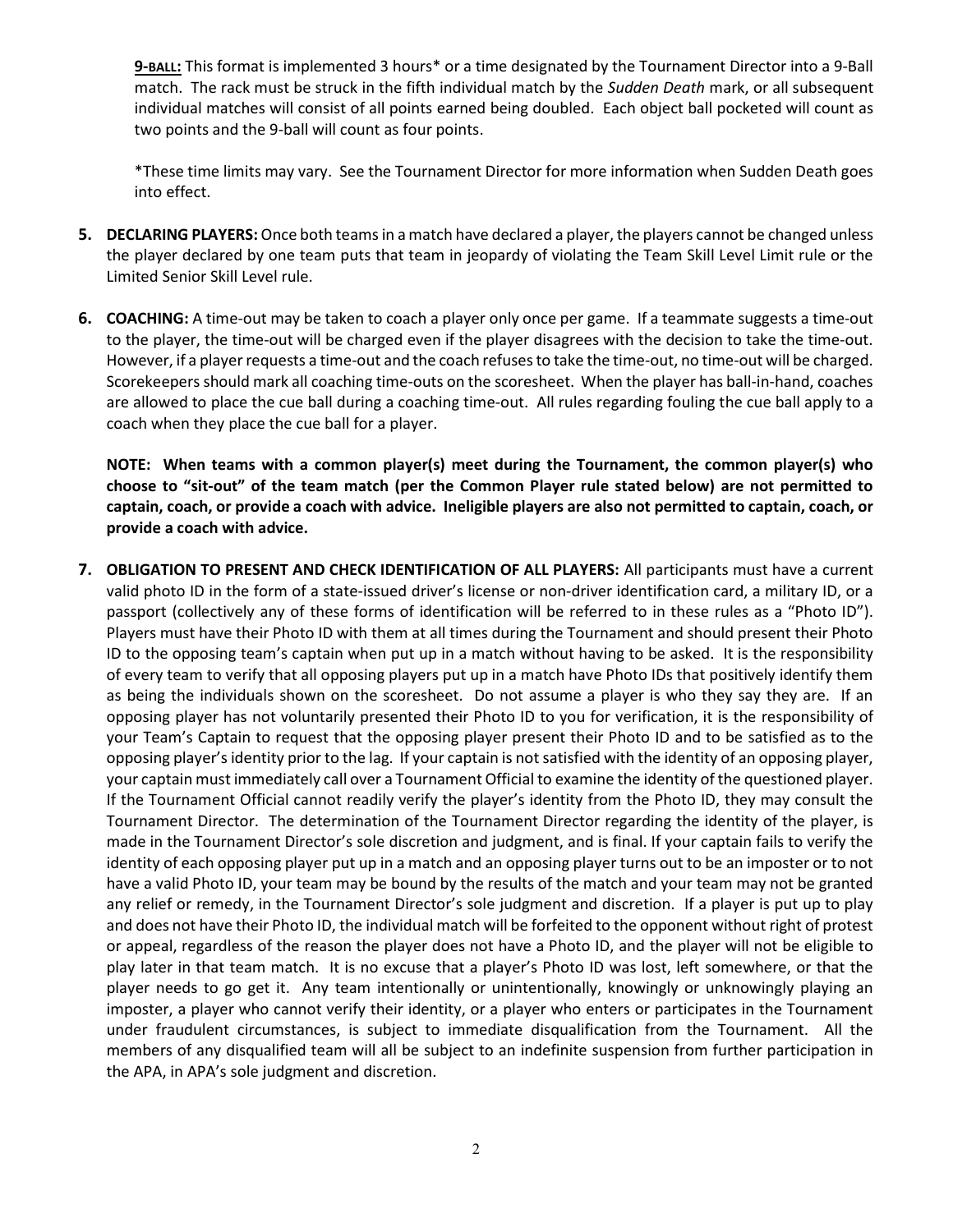**9-BALL:** This format is implemented 3 hours* or a time designated by the Tournament Director into a 9-Ball match. The rack must be struck in the fifth individual match by the *Sudden Death* mark, or all subsequent individual matches will consist of all points earned being doubled. Each object ball pocketed will count as two points and the 9-ball will count as four points.

*These time limits may vary. See the Tournament Director for more information when Sudden Death goes into effect.

5. **DECLARING PLAYERS:** Once both teams in a match have declared a player, the players cannot be changed unless the player declared by one team puts that team in jeopardy of violating the Team Skill Level Limit rule or the Limited Senior Skill Level rule.

6. **COACHING:** A time-out may be taken to coach a player only once per game. If a teammate suggests a time-out to the player, the time-out will be charged even if the player disagrees with the decision to take the time-out. However, if a player requests a time-out and the coach refuses to take the time-out, no time-out will be charged. Scorekeepers should mark all coaching time-outs on the scoresheet. When the player has ball-in-hand, coaches are allowed to place the cue ball during a coaching time-out. All rules regarding fouling the cue ball apply to a coach when they place the cue ball for a player.

   **NOTE: When teams with a common player(s) meet during the Tournament, the common player(s) who choose to "sit-out" of the team match (per the Common Player rule stated below) are not permitted to captain, coach, or provide a coach with advice. Ineligible players are also not permitted to captain, coach, or provide a coach with advice.**

7. **OBLIGATION TO PRESENT AND CHECK IDENTIFICATION OF ALL PLAYERS:** All participants must have a current valid photo ID in the form of a state-issued driver's license or non-driver identification card, a military ID, or a passport (collectively any of these forms of identification will be referred to in these rules as a "Photo ID"). Players must have their Photo ID with them at all times during the Tournament and should present their Photo ID to the opposing team's captain when put up in a match without having to be asked. It is the responsibility of every team to verify that all opposing players put up in a match have Photo IDs that positively identify them as being the individuals shown on the scoresheet. Do not assume a player is who they say they are. If an opposing player has not voluntarily presented their Photo ID to you for verification, it is the responsibility of your Team's Captain to request that the opposing player present their Photo ID and to be satisfied as to the opposing player's identity prior to the lag. If your captain is not satisfied with the identity of an opposing player, your captain must immediately call over a Tournament Official to examine the identity of the questioned player. If the Tournament Official cannot readily verify the player's identity from the Photo ID, they may consult the Tournament Director. The determination of the Tournament Director regarding the identity of the player, is made in the Tournament Director's sole discretion and judgment, and is final. If your captain fails to verify the identity of each opposing player put up in a match and an opposing player turns out to be an imposter or to not have a valid Photo ID, your team may be bound by the results of the match and your team may not be granted any relief or remedy, in the Tournament Director's sole judgment and discretion. If a player is put up to play and does not have their Photo ID, the individual match will be forfeited to the opponent without right of protest or appeal, regardless of the reason the player does not have a Photo ID, and the player will not be eligible to play later in that team match. It is no excuse that a player's Photo ID was lost, left somewhere, or that the player needs to go get it. Any team intentionally or unintentionally, knowingly or unknowingly playing an imposter, a player who cannot verify their identity, or a player who enters or participates in the Tournament under fraudulent circumstances, is subject to immediate disqualification from the Tournament. All the members of any disqualified team will all be subject to an indefinite suspension from further participation in the APA, in APA's sole judgment and discretion.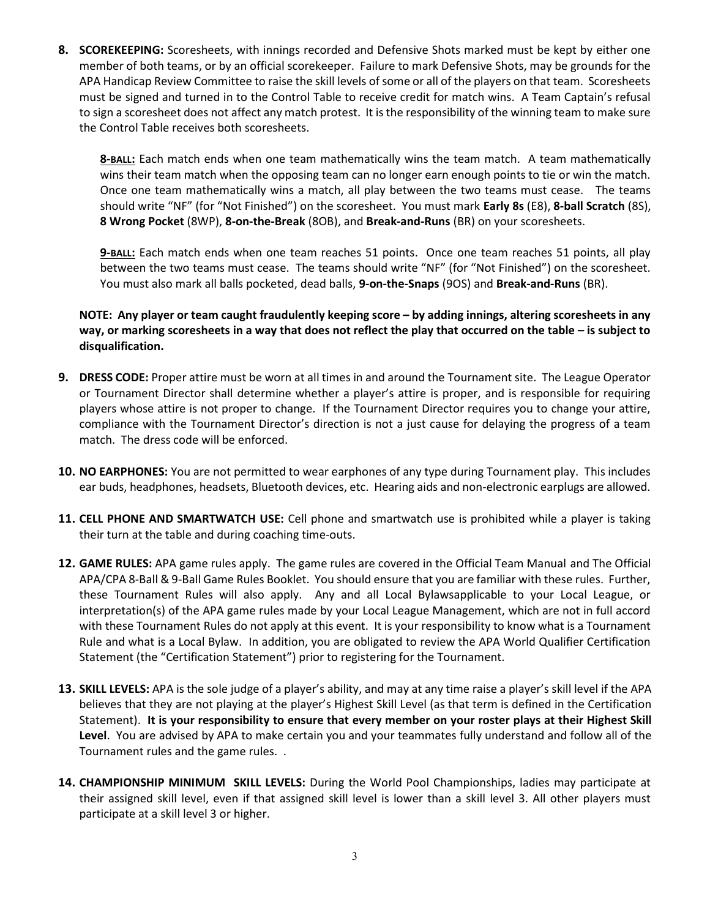**8. SCOREKEEPING:** Scoresheets, with innings recorded and Defensive Shots marked must be kept by either one member of both teams, or by an official scorekeeper. Failure to mark Defensive Shots, may be grounds for the APA Handicap Review Committee to raise the skill levels of some or all of the players on that team. Scoresheets must be signed and turned in to the Control Table to receive credit for match wins. A Team Captain's refusal to sign a scoresheet does not affect any match protest. It is the responsibility of the winning team to make sure the Control Table receives both scoresheets.

> **8-BALL:** Each match ends when one team mathematically wins the team match. A team mathematically wins their team match when the opposing team can no longer earn enough points to tie or win the match. Once one team mathematically wins a match, all play between the two teams must cease. The teams should write "NF" (for "Not Finished") on the scoresheet. You must mark **Early 8s** (E8), **8-ball Scratch** (8S), **8 Wrong Pocket** (8WP), **8-on-the-Break** (8OB), and **Break-and-Runs** (BR) on your scoresheets.
>
> **9-BALL:** Each match ends when one team reaches 51 points. Once one team reaches 51 points, all play between the two teams must cease. The teams should write "NF" (for "Not Finished") on the scoresheet. You must also mark all balls pocketed, dead balls, **9-on-the-Snaps** (9OS) and **Break-and-Runs** (BR).

**NOTE: Any player or team caught fraudulently keeping score – by adding innings, altering scoresheets in any way, or marking scoresheets in a way that does not reflect the play that occurred on the table – is subject to disqualification.**

**9. DRESS CODE:** Proper attire must be worn at all times in and around the Tournament site. The League Operator or Tournament Director shall determine whether a player's attire is proper, and is responsible for requiring players whose attire is not proper to change. If the Tournament Director requires you to change your attire, compliance with the Tournament Director's direction is not a just cause for delaying the progress of a team match. The dress code will be enforced.

**10. NO EARPHONES:** You are not permitted to wear earphones of any type during Tournament play. This includes ear buds, headphones, headsets, Bluetooth devices, etc. Hearing aids and non-electronic earplugs are allowed.

**11. CELL PHONE AND SMARTWATCH USE:** Cell phone and smartwatch use is prohibited while a player is taking their turn at the table and during coaching time-outs.

**12. GAME RULES:** APA game rules apply. The game rules are covered in the Official Team Manual and The Official APA/CPA 8-Ball & 9-Ball Game Rules Booklet. You should ensure that you are familiar with these rules. Further, these Tournament Rules will also apply. Any and all Local Bylawsapplicable to your Local League, or interpretation(s) of the APA game rules made by your Local League Management, which are not in full accord with these Tournament Rules do not apply at this event. It is your responsibility to know what is a Tournament Rule and what is a Local Bylaw. In addition, you are obligated to review the APA World Qualifier Certification Statement (the "Certification Statement") prior to registering for the Tournament.

**13. SKILL LEVELS:** APA is the sole judge of a player's ability, and may at any time raise a player's skill level if the APA believes that they are not playing at the player's Highest Skill Level (as that term is defined in the Certification Statement). **It is your responsibility to ensure that every member on your roster plays at their Highest Skill Level**. You are advised by APA to make certain you and your teammates fully understand and follow all of the Tournament rules and the game rules. .

**14. CHAMPIONSHIP MINIMUM SKILL LEVELS:** During the World Pool Championships, ladies may participate at their assigned skill level, even if that assigned skill level is lower than a skill level 3. All other players must participate at a skill level 3 or higher.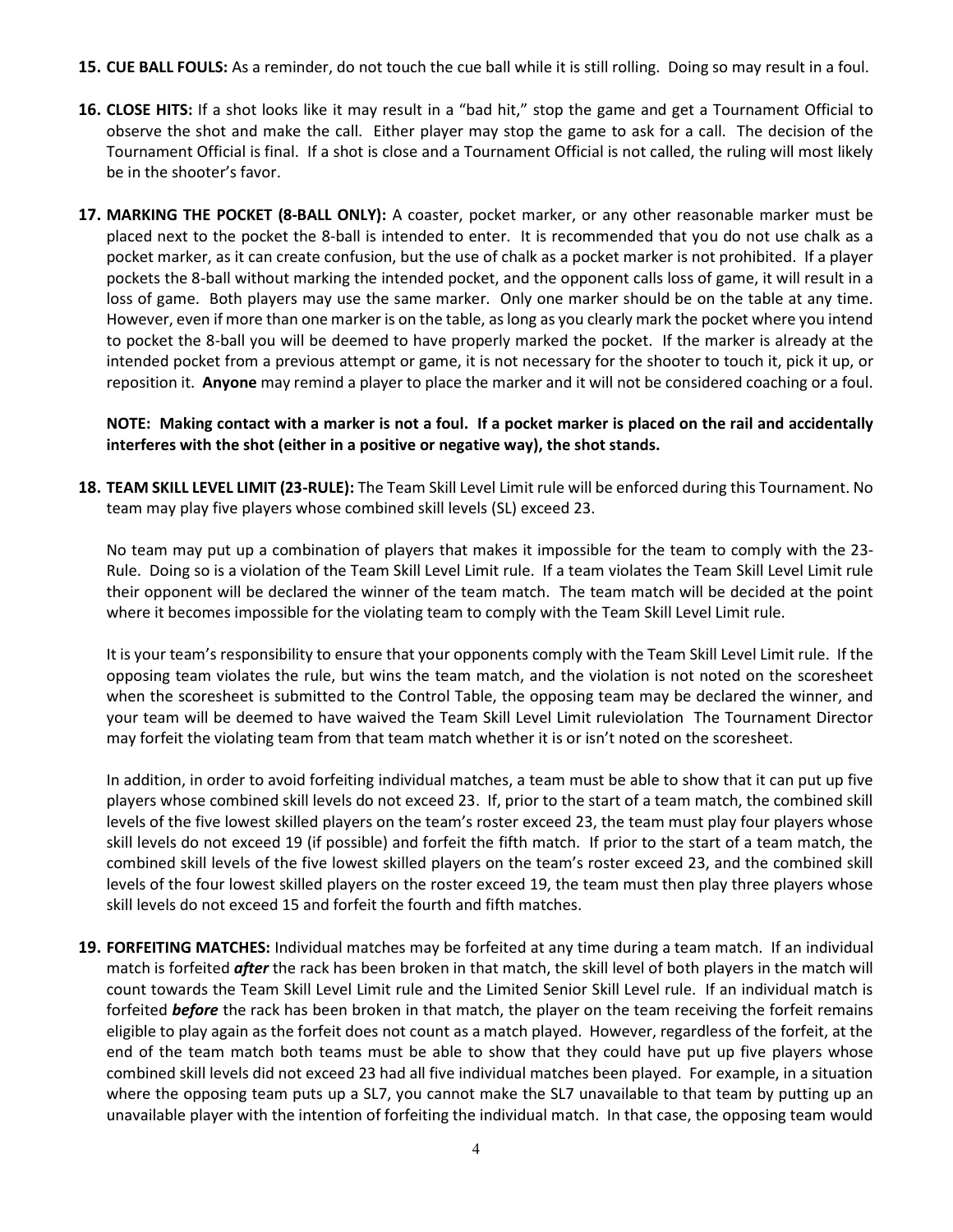**15. CUE BALL FOULS:** As a reminder, do not touch the cue ball while it is still rolling. Doing so may result in a foul.

**16. CLOSE HITS:** If a shot looks like it may result in a "bad hit," stop the game and get a Tournament Official to observe the shot and make the call. Either player may stop the game to ask for a call. The decision of the Tournament Official is final. If a shot is close and a Tournament Official is not called, the ruling will most likely be in the shooter's favor.

**17. MARKING THE POCKET (8-BALL ONLY):** A coaster, pocket marker, or any other reasonable marker must be placed next to the pocket the 8-ball is intended to enter. It is recommended that you do not use chalk as a pocket marker, as it can create confusion, but the use of chalk as a pocket marker is not prohibited. If a player pockets the 8-ball without marking the intended pocket, and the opponent calls loss of game, it will result in a loss of game. Both players may use the same marker. Only one marker should be on the table at any time. However, even if more than one marker is on the table, as long as you clearly mark the pocket where you intend to pocket the 8-ball you will be deemed to have properly marked the pocket. If the marker is already at the intended pocket from a previous attempt or game, it is not necessary for the shooter to touch it, pick it up, or reposition it. **Anyone** may remind a player to place the marker and it will not be considered coaching or a foul.

**NOTE: Making contact with a marker is not a foul. If a pocket marker is placed on the rail and accidentally interferes with the shot (either in a positive or negative way), the shot stands.**

**18. TEAM SKILL LEVEL LIMIT (23-RULE):** The Team Skill Level Limit rule will be enforced during this Tournament. No team may play five players whose combined skill levels (SL) exceed 23.

No team may put up a combination of players that makes it impossible for the team to comply with the 23-Rule. Doing so is a violation of the Team Skill Level Limit rule. If a team violates the Team Skill Level Limit rule their opponent will be declared the winner of the team match. The team match will be decided at the point where it becomes impossible for the violating team to comply with the Team Skill Level Limit rule.

It is your team's responsibility to ensure that your opponents comply with the Team Skill Level Limit rule. If the opposing team violates the rule, but wins the team match, and the violation is not noted on the scoresheet when the scoresheet is submitted to the Control Table, the opposing team may be declared the winner, and your team will be deemed to have waived the Team Skill Level Limit ruleviolation The Tournament Director may forfeit the violating team from that team match whether it is or isn't noted on the scoresheet.

In addition, in order to avoid forfeiting individual matches, a team must be able to show that it can put up five players whose combined skill levels do not exceed 23. If, prior to the start of a team match, the combined skill levels of the five lowest skilled players on the team's roster exceed 23, the team must play four players whose skill levels do not exceed 19 (if possible) and forfeit the fifth match. If prior to the start of a team match, the combined skill levels of the five lowest skilled players on the team's roster exceed 23, and the combined skill levels of the four lowest skilled players on the roster exceed 19, the team must then play three players whose skill levels do not exceed 15 and forfeit the fourth and fifth matches.

**19. FORFEITING MATCHES:** Individual matches may be forfeited at any time during a team match. If an individual match is forfeited ***after*** the rack has been broken in that match, the skill level of both players in the match will count towards the Team Skill Level Limit rule and the Limited Senior Skill Level rule. If an individual match is forfeited ***before*** the rack has been broken in that match, the player on the team receiving the forfeit remains eligible to play again as the forfeit does not count as a match played. However, regardless of the forfeit, at the end of the team match both teams must be able to show that they could have put up five players whose combined skill levels did not exceed 23 had all five individual matches been played. For example, in a situation where the opposing team puts up a SL7, you cannot make the SL7 unavailable to that team by putting up an unavailable player with the intention of forfeiting the individual match. In that case, the opposing team would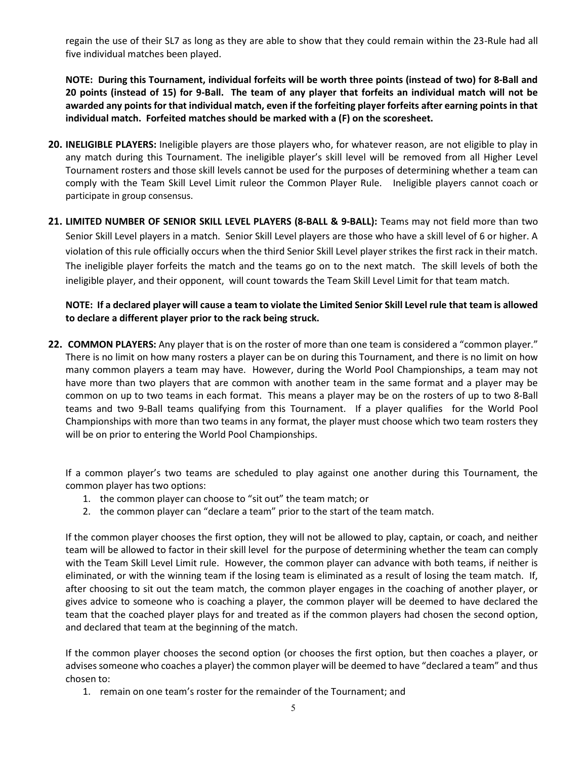regain the use of their SL7 as long as they are able to show that they could remain within the 23-Rule had all five individual matches been played.

**NOTE: During this Tournament, individual forfeits will be worth three points (instead of two) for 8-Ball and 20 points (instead of 15) for 9-Ball. The team of any player that forfeits an individual match will not be awarded any points for that individual match, even if the forfeiting player forfeits after earning points in that individual match. Forfeited matches should be marked with a (F) on the scoresheet.**

**20. INELIGIBLE PLAYERS:** Ineligible players are those players who, for whatever reason, are not eligible to play in any match during this Tournament. The ineligible player's skill level will be removed from all Higher Level Tournament rosters and those skill levels cannot be used for the purposes of determining whether a team can comply with the Team Skill Level Limit ruleor the Common Player Rule. Ineligible players cannot coach or participate in group consensus.

**21. LIMITED NUMBER OF SENIOR SKILL LEVEL PLAYERS (8-BALL & 9-BALL):** Teams may not field more than two Senior Skill Level players in a match. Senior Skill Level players are those who have a skill level of 6 or higher. A violation of this rule officially occurs when the third Senior Skill Level player strikes the first rack in their match. The ineligible player forfeits the match and the teams go on to the next match. The skill levels of both the ineligible player, and their opponent, will count towards the Team Skill Level Limit for that team match.

**NOTE: If a declared player will cause a team to violate the Limited Senior Skill Level rule that team is allowed to declare a different player prior to the rack being struck.**

**22. COMMON PLAYERS:** Any player that is on the roster of more than one team is considered a "common player." There is no limit on how many rosters a player can be on during this Tournament, and there is no limit on how many common players a team may have. However, during the World Pool Championships, a team may not have more than two players that are common with another team in the same format and a player may be common on up to two teams in each format. This means a player may be on the rosters of up to two 8-Ball teams and two 9-Ball teams qualifying from this Tournament. If a player qualifies for the World Pool Championships with more than two teams in any format, the player must choose which two team rosters they will be on prior to entering the World Pool Championships.

If a common player's two teams are scheduled to play against one another during this Tournament, the common player has two options:

1. the common player can choose to "sit out" the team match; or
2. the common player can "declare a team" prior to the start of the team match.

If the common player chooses the first option, they will not be allowed to play, captain, or coach, and neither team will be allowed to factor in their skill level for the purpose of determining whether the team can comply with the Team Skill Level Limit rule. However, the common player can advance with both teams, if neither is eliminated, or with the winning team if the losing team is eliminated as a result of losing the team match. If, after choosing to sit out the team match, the common player engages in the coaching of another player, or gives advice to someone who is coaching a player, the common player will be deemed to have declared the team that the coached player plays for and treated as if the common players had chosen the second option, and declared that team at the beginning of the match.

If the common player chooses the second option (or chooses the first option, but then coaches a player, or advises someone who coaches a player) the common player will be deemed to have "declared a team" and thus chosen to:

1. remain on one team's roster for the remainder of the Tournament; and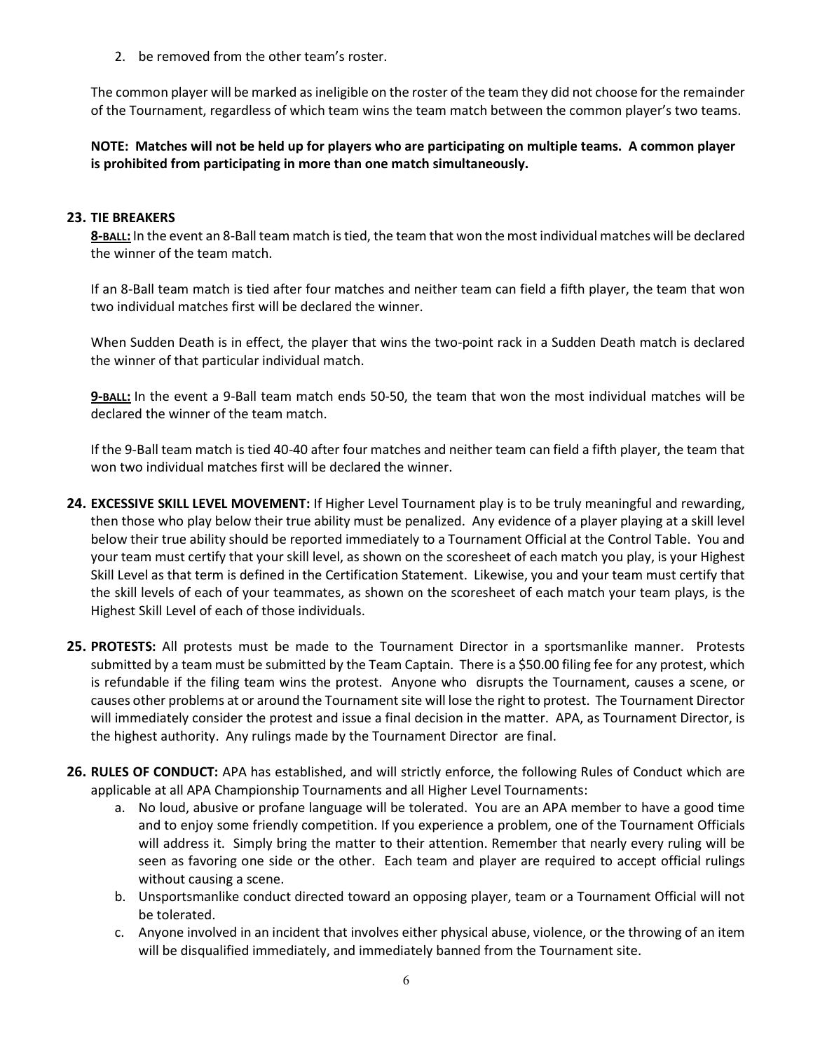2. be removed from the other team's roster.

The common player will be marked as ineligible on the roster of the team they did not choose for the remainder of the Tournament, regardless of which team wins the team match between the common player's two teams.

**NOTE: Matches will not be held up for players who are participating on multiple teams. A common player is prohibited from participating in more than one match simultaneously.**

**23. TIE BREAKERS**

**8-BALL:** In the event an 8-Ball team match is tied, the team that won the most individual matches will be declared the winner of the team match.

If an 8-Ball team match is tied after four matches and neither team can field a fifth player, the team that won two individual matches first will be declared the winner.

When Sudden Death is in effect, the player that wins the two-point rack in a Sudden Death match is declared the winner of that particular individual match.

**9-BALL:** In the event a 9-Ball team match ends 50-50, the team that won the most individual matches will be declared the winner of the team match.

If the 9-Ball team match is tied 40-40 after four matches and neither team can field a fifth player, the team that won two individual matches first will be declared the winner.

**24. EXCESSIVE SKILL LEVEL MOVEMENT:** If Higher Level Tournament play is to be truly meaningful and rewarding, then those who play below their true ability must be penalized. Any evidence of a player playing at a skill level below their true ability should be reported immediately to a Tournament Official at the Control Table. You and your team must certify that your skill level, as shown on the scoresheet of each match you play, is your Highest Skill Level as that term is defined in the Certification Statement. Likewise, you and your team must certify that the skill levels of each of your teammates, as shown on the scoresheet of each match your team plays, is the Highest Skill Level of each of those individuals.

**25. PROTESTS:** All protests must be made to the Tournament Director in a sportsmanlike manner. Protests submitted by a team must be submitted by the Team Captain. There is a $50.00 filing fee for any protest, which is refundable if the filing team wins the protest. Anyone who disrupts the Tournament, causes a scene, or causes other problems at or around the Tournament site will lose the right to protest. The Tournament Director will immediately consider the protest and issue a final decision in the matter. APA, as Tournament Director, is the highest authority. Any rulings made by the Tournament Director are final.

**26. RULES OF CONDUCT:** APA has established, and will strictly enforce, the following Rules of Conduct which are applicable at all APA Championship Tournaments and all Higher Level Tournaments:

a. No loud, abusive or profane language will be tolerated. You are an APA member to have a good time and to enjoy some friendly competition. If you experience a problem, one of the Tournament Officials will address it. Simply bring the matter to their attention. Remember that nearly every ruling will be seen as favoring one side or the other. Each team and player are required to accept official rulings without causing a scene.

b. Unsportsmanlike conduct directed toward an opposing player, team or a Tournament Official will not be tolerated.

c. Anyone involved in an incident that involves either physical abuse, violence, or the throwing of an item will be disqualified immediately, and immediately banned from the Tournament site.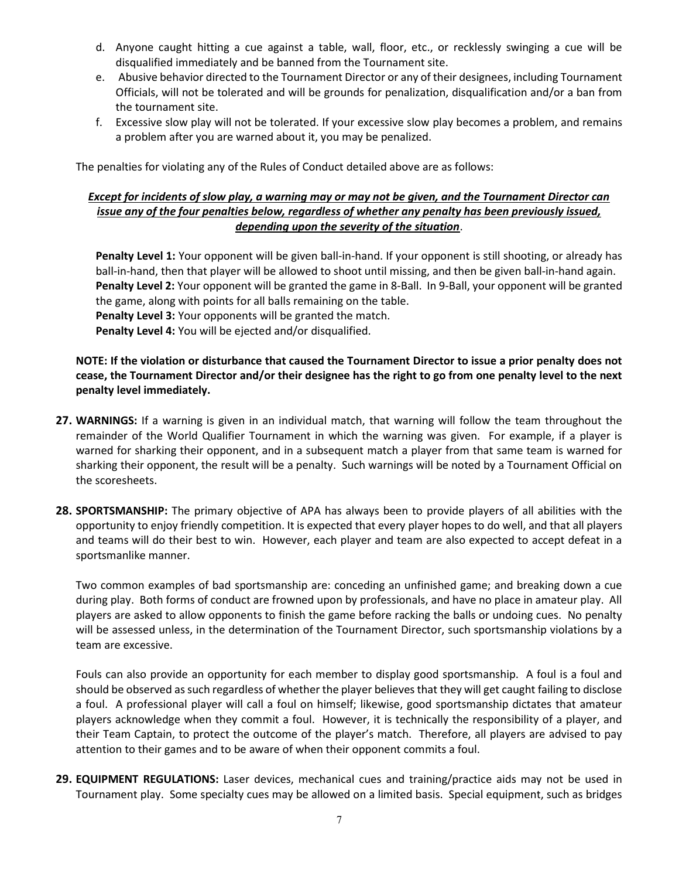d. Anyone caught hitting a cue against a table, wall, floor, etc., or recklessly swinging a cue will be disqualified immediately and be banned from the Tournament site.
e. Abusive behavior directed to the Tournament Director or any of their designees, including Tournament Officials, will not be tolerated and will be grounds for penalization, disqualification and/or a ban from the tournament site.
f. Excessive slow play will not be tolerated. If your excessive slow play becomes a problem, and remains a problem after you are warned about it, you may be penalized.

The penalties for violating any of the Rules of Conduct detailed above are as follows:

***Except for incidents of slow play, a warning may or may not be given, and the Tournament Director can issue any of the four penalties below, regardless of whether any penalty has been previously issued, depending upon the severity of the situation*.**

**Penalty Level 1:** Your opponent will be given ball-in-hand. If your opponent is still shooting, or already has ball-in-hand, then that player will be allowed to shoot until missing, and then be given ball-in-hand again.
**Penalty Level 2:** Your opponent will be granted the game in 8-Ball. In 9-Ball, your opponent will be granted the game, along with points for all balls remaining on the table.
**Penalty Level 3:** Your opponents will be granted the match.
**Penalty Level 4:** You will be ejected and/or disqualified.

**NOTE: If the violation or disturbance that caused the Tournament Director to issue a prior penalty does not cease, the Tournament Director and/or their designee has the right to go from one penalty level to the next penalty level immediately.**

**27. WARNINGS:** If a warning is given in an individual match, that warning will follow the team throughout the remainder of the World Qualifier Tournament in which the warning was given. For example, if a player is warned for sharking their opponent, and in a subsequent match a player from that same team is warned for sharking their opponent, the result will be a penalty. Such warnings will be noted by a Tournament Official on the scoresheets.

**28. SPORTSMANSHIP:** The primary objective of APA has always been to provide players of all abilities with the opportunity to enjoy friendly competition. It is expected that every player hopes to do well, and that all players and teams will do their best to win. However, each player and team are also expected to accept defeat in a sportsmanlike manner.

Two common examples of bad sportsmanship are: conceding an unfinished game; and breaking down a cue during play. Both forms of conduct are frowned upon by professionals, and have no place in amateur play. All players are asked to allow opponents to finish the game before racking the balls or undoing cues. No penalty will be assessed unless, in the determination of the Tournament Director, such sportsmanship violations by a team are excessive.

Fouls can also provide an opportunity for each member to display good sportsmanship. A foul is a foul and should be observed as such regardless of whether the player believes that they will get caught failing to disclose a foul. A professional player will call a foul on himself; likewise, good sportsmanship dictates that amateur players acknowledge when they commit a foul. However, it is technically the responsibility of a player, and their Team Captain, to protect the outcome of the player's match. Therefore, all players are advised to pay attention to their games and to be aware of when their opponent commits a foul.

**29. EQUIPMENT REGULATIONS:** Laser devices, mechanical cues and training/practice aids may not be used in Tournament play. Some specialty cues may be allowed on a limited basis. Special equipment, such as bridges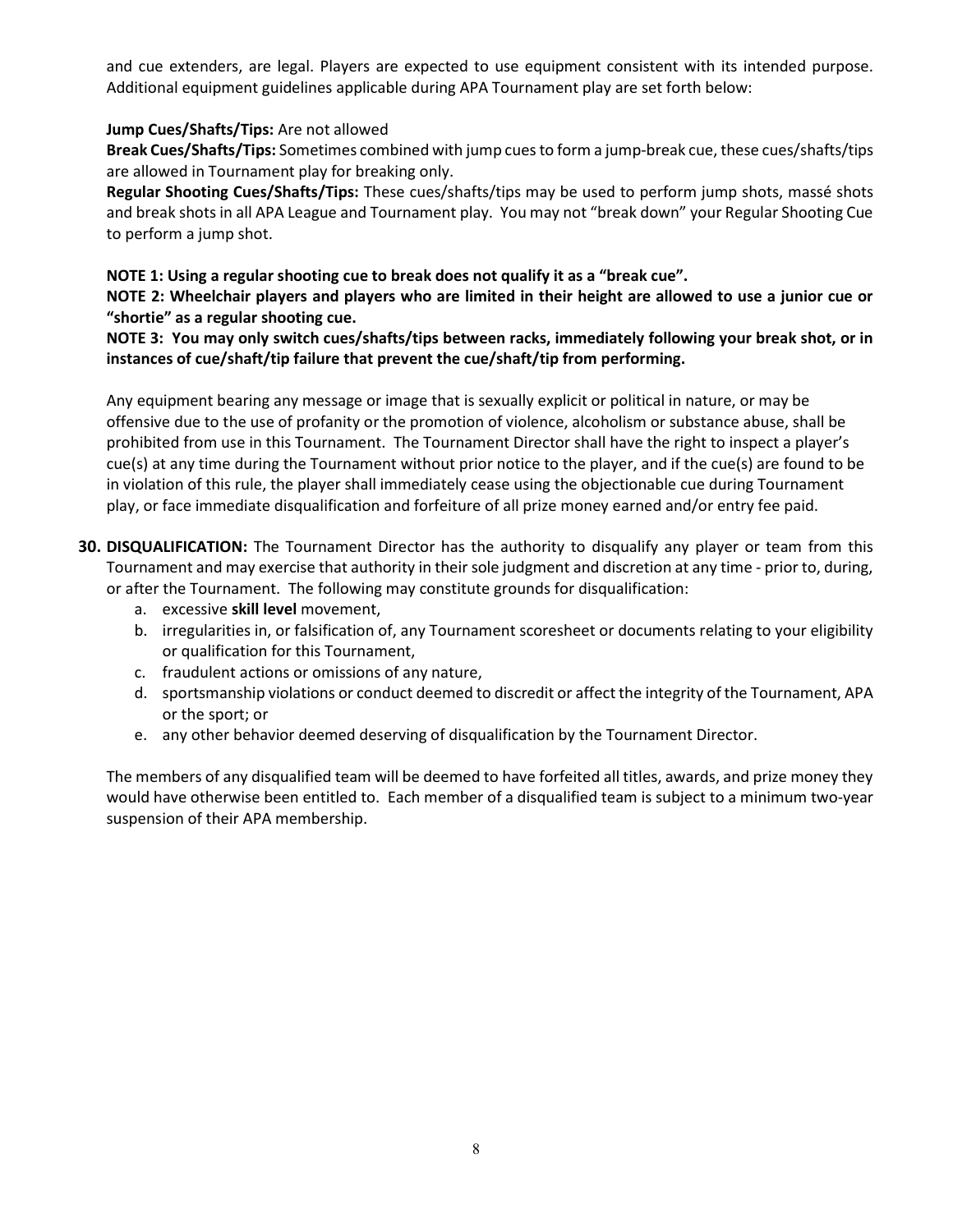and cue extenders, are legal. Players are expected to use equipment consistent with its intended purpose. Additional equipment guidelines applicable during APA Tournament play are set forth below:

**Jump Cues/Shafts/Tips:** Are not allowed

**Break Cues/Shafts/Tips:** Sometimes combined with jump cues to form a jump-break cue, these cues/shafts/tips are allowed in Tournament play for breaking only.

**Regular Shooting Cues/Shafts/Tips:** These cues/shafts/tips may be used to perform jump shots, massé shots and break shots in all APA League and Tournament play. You may not "break down" your Regular Shooting Cue to perform a jump shot.

**NOTE 1: Using a regular shooting cue to break does not qualify it as a "break cue".**

**NOTE 2: Wheelchair players and players who are limited in their height are allowed to use a junior cue or "shortie" as a regular shooting cue.**

**NOTE 3: You may only switch cues/shafts/tips between racks, immediately following your break shot, or in instances of cue/shaft/tip failure that prevent the cue/shaft/tip from performing.**

Any equipment bearing any message or image that is sexually explicit or political in nature, or may be offensive due to the use of profanity or the promotion of violence, alcoholism or substance abuse, shall be prohibited from use in this Tournament. The Tournament Director shall have the right to inspect a player's cue(s) at any time during the Tournament without prior notice to the player, and if the cue(s) are found to be in violation of this rule, the player shall immediately cease using the objectionable cue during Tournament play, or face immediate disqualification and forfeiture of all prize money earned and/or entry fee paid.

**30. DISQUALIFICATION:** The Tournament Director has the authority to disqualify any player or team from this Tournament and may exercise that authority in their sole judgment and discretion at any time - prior to, during, or after the Tournament. The following may constitute grounds for disqualification:

a. excessive **skill level** movement,
b. irregularities in, or falsification of, any Tournament scoresheet or documents relating to your eligibility or qualification for this Tournament,
c. fraudulent actions or omissions of any nature,
d. sportsmanship violations or conduct deemed to discredit or affect the integrity of the Tournament, APA or the sport; or
e. any other behavior deemed deserving of disqualification by the Tournament Director.

The members of any disqualified team will be deemed to have forfeited all titles, awards, and prize money they would have otherwise been entitled to. Each member of a disqualified team is subject to a minimum two-year suspension of their APA membership.